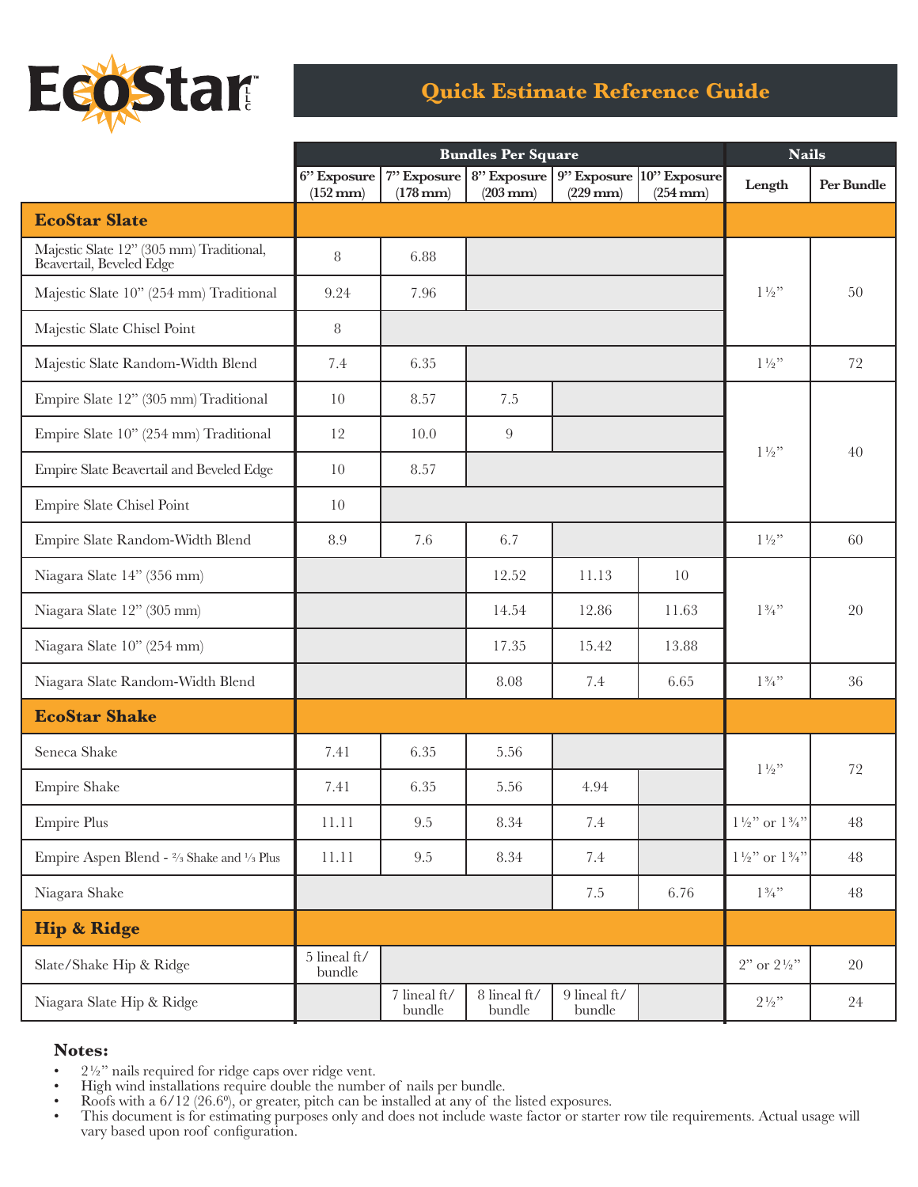EcoStar LLC

# Quick Estimate Reference Guide

| | Bundles Per Square | | | | | Nails | |
|---|---|---|---|---|---|---|---|
| | 6" Exposure (152 mm) | 7" Exposure (178 mm) | 8" Exposure (203 mm) | 9" Exposure (229 mm) | 10" Exposure (254 mm) | Length | Per Bundle |
| **EcoStar Slate** | | | | | | | |
| Majestic Slate 12" (305 mm) Traditional, Beavertail, Beveled Edge | 8 | 6.88 | | | | 1½" | 50 |
| Majestic Slate 10" (254 mm) Traditional | 9.24 | 7.96 | | | | 1½" | 50 |
| Majestic Slate Chisel Point | 8 | | | | | 1½" | 50 |
| Majestic Slate Random-Width Blend | 7.4 | 6.35 | | | | 1½" | 72 |
| Empire Slate 12" (305 mm) Traditional | 10 | 8.57 | 7.5 | | | 1½" | 40 |
| Empire Slate 10" (254 mm) Traditional | 12 | 10.0 | 9 | | | 1½" | 40 |
| Empire Slate Beavertail and Beveled Edge | 10 | 8.57 | | | | 1½" | 40 |
| Empire Slate Chisel Point | 10 | | | | | 1½" | 40 |
| Empire Slate Random-Width Blend | 8.9 | 7.6 | 6.7 | | | 1½" | 60 |
| Niagara Slate 14" (356 mm) | | | 12.52 | 11.13 | 10 | 1¾" | 20 |
| Niagara Slate 12" (305 mm) | | | 14.54 | 12.86 | 11.63 | 1¾" | 20 |
| Niagara Slate 10" (254 mm) | | | 17.35 | 15.42 | 13.88 | 1¾" | 20 |
| Niagara Slate Random-Width Blend | | | 8.08 | 7.4 | 6.65 | 1¾" | 36 |
| **EcoStar Shake** | | | | | | | |
| Seneca Shake | 7.41 | 6.35 | 5.56 | | | 1½" | 72 |
| Empire Shake | 7.41 | 6.35 | 5.56 | 4.94 | | 1½" | 72 |
| Empire Plus | 11.11 | 9.5 | 8.34 | 7.4 | | 1½" or 1¾" | 48 |
| Empire Aspen Blend - ⅔ Shake and ⅓ Plus | 11.11 | 9.5 | 8.34 | 7.4 | | 1½" or 1¾" | 48 |
| Niagara Shake | | | | 7.5 | 6.76 | 1¾" | 48 |
| **Hip & Ridge** | | | | | | | |
| Slate/Shake Hip & Ridge | 5 lineal ft/ bundle | | | | | 2" or 2½" | 20 |
| Niagara Slate Hip & Ridge | | 7 lineal ft/ bundle | 8 lineal ft/ bundle | 9 lineal ft/ bundle | | 2½" | 24 |

**Notes:**

- 2½" nails required for ridge caps over ridge vent.
- High wind installations require double the number of nails per bundle.
- Roofs with a 6/12 (26.6º), or greater, pitch can be installed at any of the listed exposures.
- This document is for estimating purposes only and does not include waste factor or starter row tile requirements. Actual usage will vary based upon roof configuration.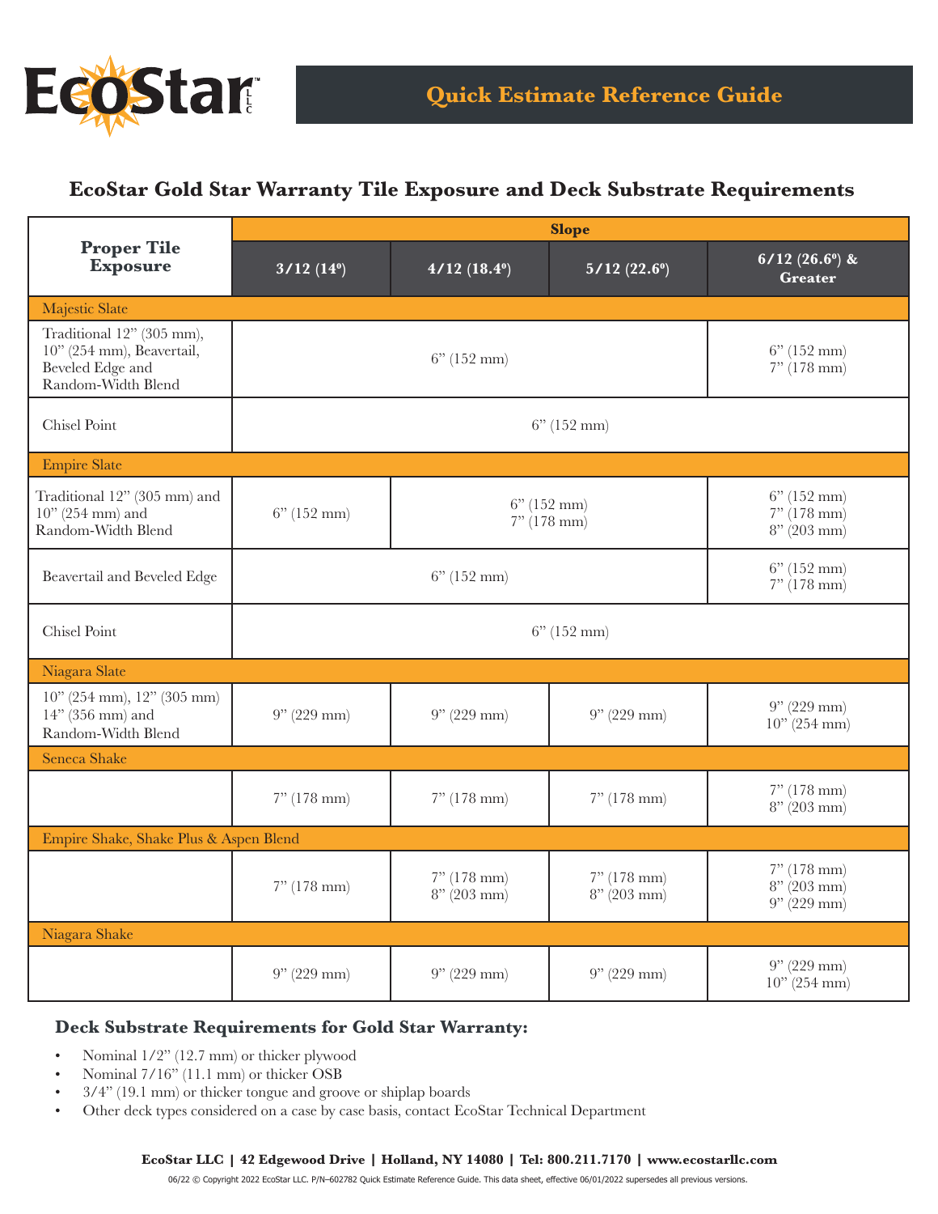EcoStar

## Quick Estimate Reference Guide

## EcoStar Gold Star Warranty Tile Exposure and Deck Substrate Requirements

| Proper Tile Exposure | Slope | | | |
|---|---|---|---|---|
| | 3/12 (14º) | 4/12 (18.4º) | 5/12 (22.6º) | 6/12 (26.6º) & Greater |
| **Majestic Slate** | | | | |
| Traditional 12" (305 mm), 10" (254 mm), Beavertail, Beveled Edge and Random-Width Blend | 6" (152 mm) | 6" (152 mm) | 6" (152 mm) | 6" (152 mm) 7" (178 mm) |
| Chisel Point | 6" (152 mm) | 6" (152 mm) | 6" (152 mm) | 6" (152 mm) |
| **Empire Slate** | | | | |
| Traditional 12" (305 mm) and 10" (254 mm) and Random-Width Blend | 6" (152 mm) | 6" (152 mm) 7" (178 mm) | 6" (152 mm) 7" (178 mm) | 6" (152 mm) 7" (178 mm) 8" (203 mm) |
| Beavertail and Beveled Edge | 6" (152 mm) | 6" (152 mm) | 6" (152 mm) | 6" (152 mm) 7" (178 mm) |
| Chisel Point | 6" (152 mm) | 6" (152 mm) | 6" (152 mm) | 6" (152 mm) |
| **Niagara Slate** | | | | |
| 10" (254 mm), 12" (305 mm) 14" (356 mm) and Random-Width Blend | 9" (229 mm) | 9" (229 mm) | 9" (229 mm) | 9" (229 mm) 10" (254 mm) |
| **Seneca Shake** | | | | |
| | 7" (178 mm) | 7" (178 mm) | 7" (178 mm) | 7" (178 mm) 8" (203 mm) |
| **Empire Shake, Shake Plus & Aspen Blend** | | | | |
| | 7" (178 mm) | 7" (178 mm) 8" (203 mm) | 7" (178 mm) 8" (203 mm) | 7" (178 mm) 8" (203 mm) 9" (229 mm) |
| **Niagara Shake** | | | | |
| | 9" (229 mm) | 9" (229 mm) | 9" (229 mm) | 9" (229 mm) 10" (254 mm) |

### Deck Substrate Requirements for Gold Star Warranty:

- Nominal 1/2" (12.7 mm) or thicker plywood
- Nominal 7/16" (11.1 mm) or thicker OSB
- 3/4" (19.1 mm) or thicker tongue and groove or shiplap boards
- Other deck types considered on a case by case basis, contact EcoStar Technical Department

**EcoStar LLC | 42 Edgewood Drive | Holland, NY 14080 | Tel: 800.211.7170 | www.ecostarllc.com**

06/22 © Copyright 2022 EcoStar LLC. P/N–602782 Quick Estimate Reference Guide. This data sheet, effective 06/01/2022 supersedes all previous versions.